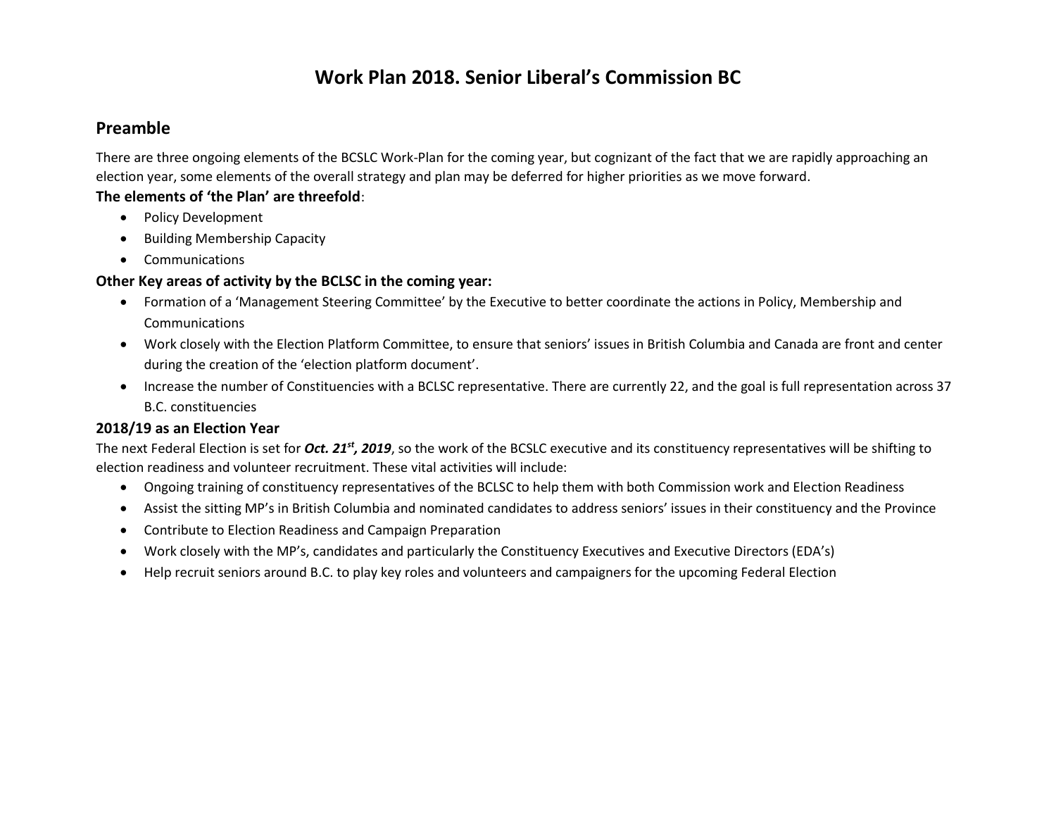# Work Plan 2018. Senior Liberal's Commission BC

## Preamble

There are three ongoing elements of the BCSLC Work-Plan for the coming year, but cognizant of the fact that we are rapidly approaching an election year, some elements of the overall strategy and plan may be deferred for higher priorities as we move forward.

**The elements of 'the Plan' are threefold**:

- Policy Development
- Building Membership Capacity
- Communications

### Other Key areas of activity by the BCLSC in the coming year:

- Formation of a 'Management Steering Committee' by the Executive to better coordinate the actions in Policy, Membership and Communications
- Work closely with the Election Platform Committee, to ensure that seniors' issues in British Columbia and Canada are front and center during the creation of the 'election platform document'.
- Increase the number of Constituencies with a BCLSC representative. There are currently 22, and the goal is full representation across 37 B.C. constituencies

### 2018/19 as an Election Year

The next Federal Election is set for ***Oct. 21st, 2019***, so the work of the BCSLC executive and its constituency representatives will be shifting to election readiness and volunteer recruitment. These vital activities will include:

- Ongoing training of constituency representatives of the BCLSC to help them with both Commission work and Election Readiness
- Assist the sitting MP's in British Columbia and nominated candidates to address seniors' issues in their constituency and the Province
- Contribute to Election Readiness and Campaign Preparation
- Work closely with the MP's, candidates and particularly the Constituency Executives and Executive Directors (EDA's)
- Help recruit seniors around B.C. to play key roles and volunteers and campaigners for the upcoming Federal Election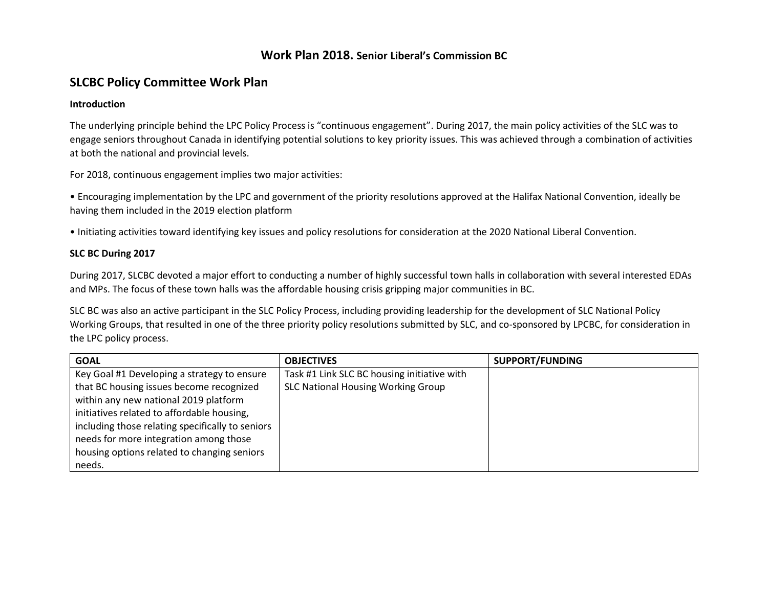# **Work Plan 2018.** Senior Liberal's Commission BC

## SLCBC Policy Committee Work Plan

**Introduction**

The underlying principle behind the LPC Policy Process is "continuous engagement". During 2017, the main policy activities of the SLC was to engage seniors throughout Canada in identifying potential solutions to key priority issues. This was achieved through a combination of activities at both the national and provincial levels.

For 2018, continuous engagement implies two major activities:

• Encouraging implementation by the LPC and government of the priority resolutions approved at the Halifax National Convention, ideally be having them included in the 2019 election platform

• Initiating activities toward identifying key issues and policy resolutions for consideration at the 2020 National Liberal Convention.

**SLC BC During 2017**

During 2017, SLCBC devoted a major effort to conducting a number of highly successful town halls in collaboration with several interested EDAs and MPs. The focus of these town halls was the affordable housing crisis gripping major communities in BC.

SLC BC was also an active participant in the SLC Policy Process, including providing leadership for the development of SLC National Policy Working Groups, that resulted in one of the three priority policy resolutions submitted by SLC, and co-sponsored by LPCBC, for consideration in the LPC policy process.

| GOAL | OBJECTIVES | SUPPORT/FUNDING |
|---|---|---|
| Key Goal #1 Developing a strategy to ensure that BC housing issues become recognized within any new national 2019 platform initiatives related to affordable housing, including those relating specifically to seniors needs for more integration among those housing options related to changing seniors needs. | Task #1 Link SLC BC housing initiative with SLC National Housing Working Group | |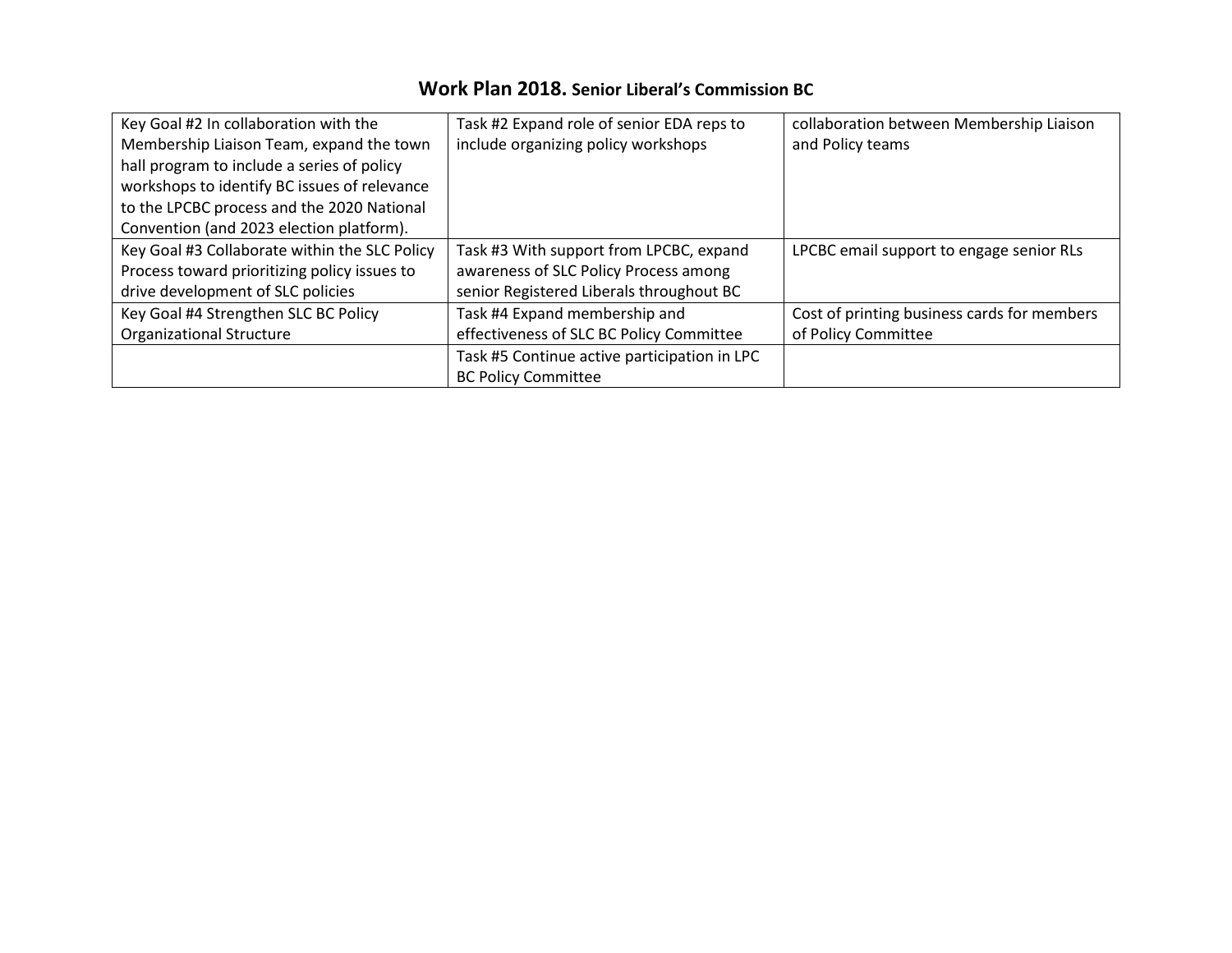## **Work Plan 2018. Senior Liberal's Commission BC**

| | | |
|---|---|---|
| Key Goal #2 In collaboration with the Membership Liaison Team, expand the town hall program to include a series of policy workshops to identify BC issues of relevance to the LPCBC process and the 2020 National Convention (and 2023 election platform). | Task #2 Expand role of senior EDA reps to include organizing policy workshops | collaboration between Membership Liaison and Policy teams |
| Key Goal #3 Collaborate within the SLC Policy Process toward prioritizing policy issues to drive development of SLC policies | Task #3 With support from LPCBC, expand awareness of SLC Policy Process among senior Registered Liberals throughout BC | LPCBC email support to engage senior RLs |
| Key Goal #4 Strengthen SLC BC Policy Organizational Structure | Task #4 Expand membership and effectiveness of SLC BC Policy Committee | Cost of printing business cards for members of Policy Committee |
| | Task #5 Continue active participation in LPC BC Policy Committee | |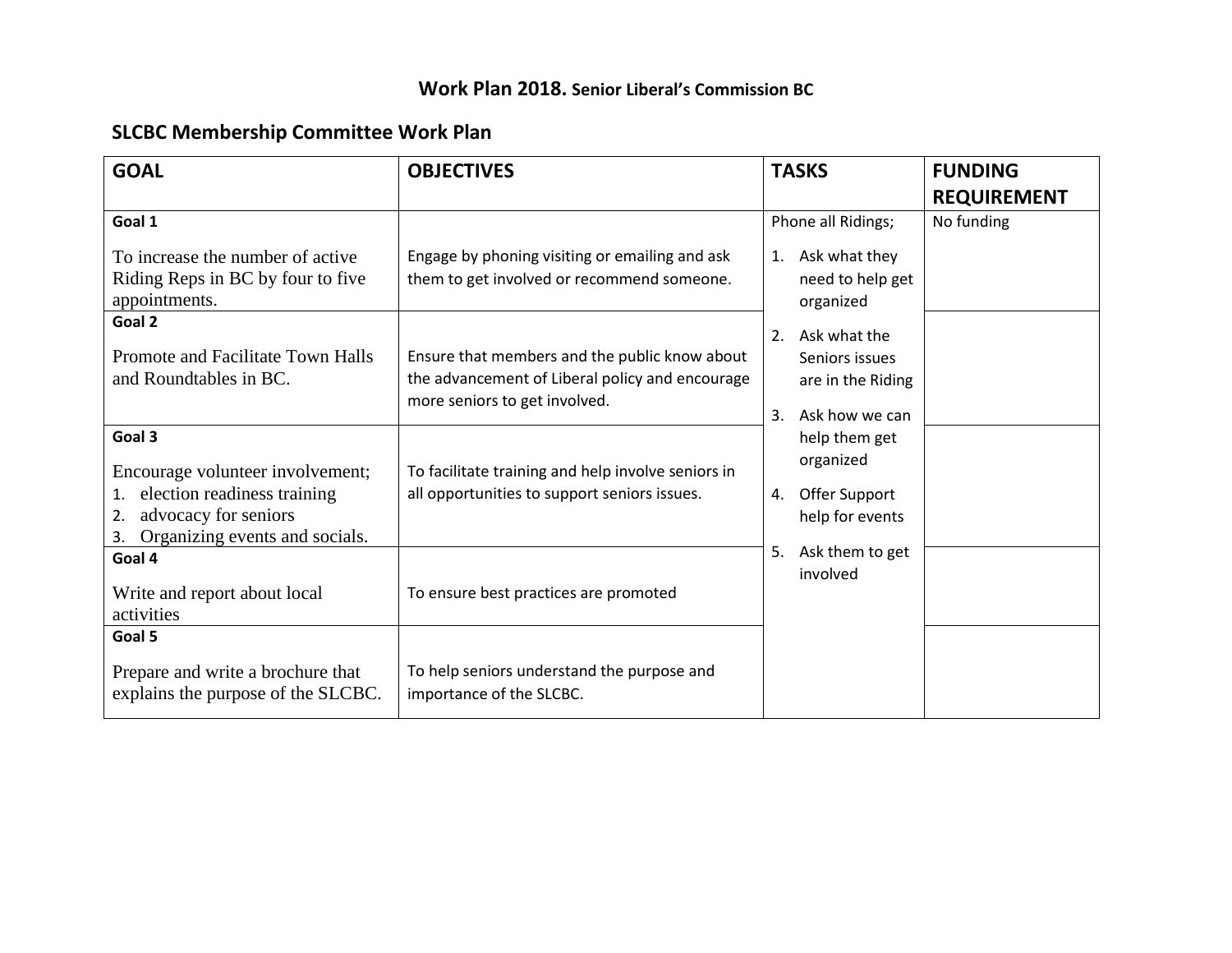# Work Plan 2018. Senior Liberal's Commission BC

## SLCBC Membership Committee Work Plan

| GOAL | OBJECTIVES | TASKS | FUNDING REQUIREMENT |
|---|---|---|---|
| **Goal 1**<br>To increase the number of active Riding Reps in BC by four to five appointments. | Engage by phoning visiting or emailing and ask them to get involved or recommend someone. | Phone all Ridings;<br>1. Ask what they need to help get organized<br>2. Ask what the Seniors issues are in the Riding<br>3. Ask how we can help them get organized<br>4. Offer Support help for events<br>5. Ask them to get involved | No funding |
| **Goal 2**<br>Promote and Facilitate Town Halls and Roundtables in BC. | Ensure that members and the public know about the advancement of Liberal policy and encourage more seniors to get involved. | | |
| **Goal 3**<br>Encourage volunteer involvement;<br>1. election readiness training<br>2. advocacy for seniors<br>3. Organizing events and socials. | To facilitate training and help involve seniors in all opportunities to support seniors issues. | | |
| **Goal 4**<br>Write and report about local activities | To ensure best practices are promoted | | |
| **Goal 5**<br>Prepare and write a brochure that explains the purpose of the SLCBC. | To help seniors understand the purpose and importance of the SLCBC. | | |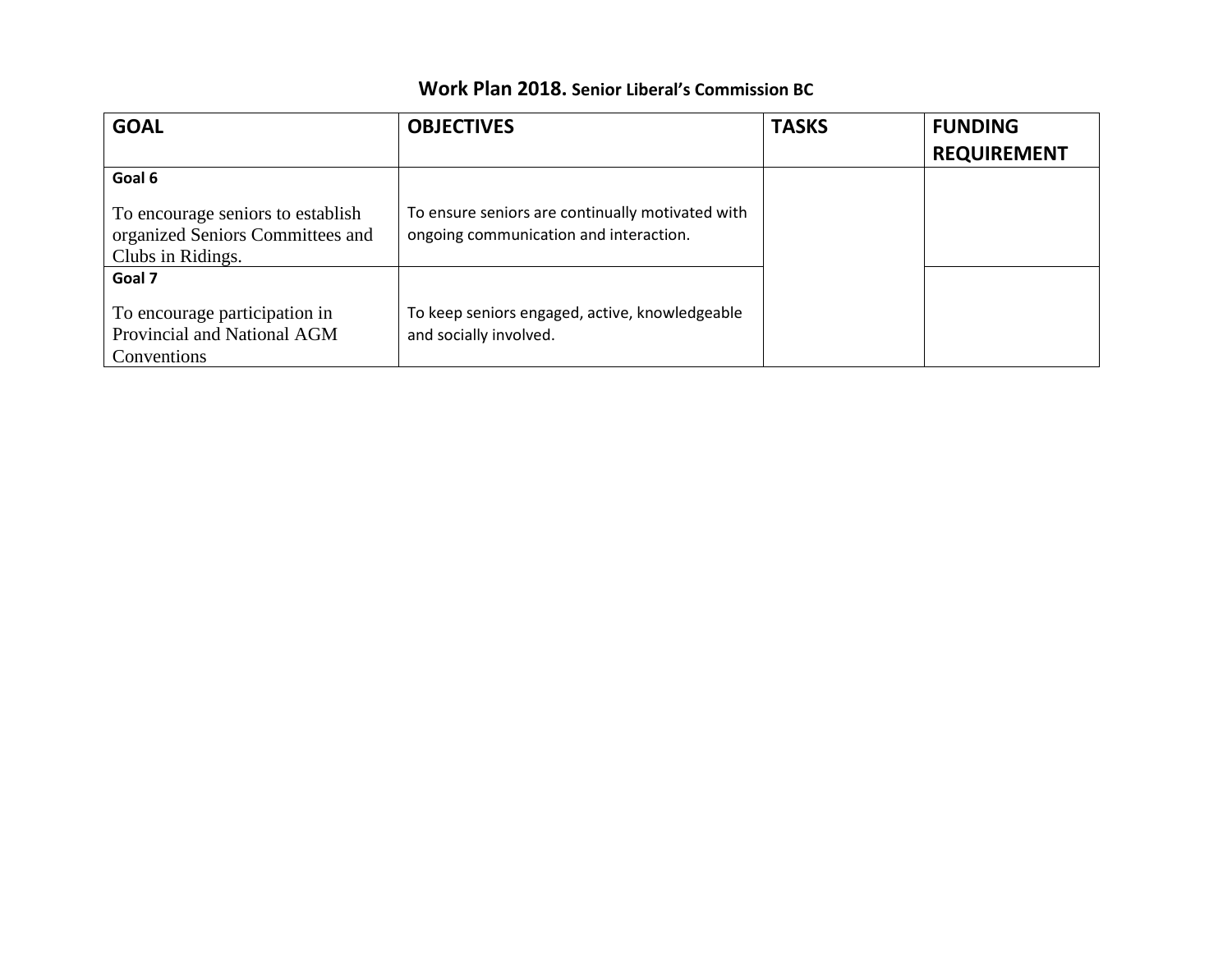**Work Plan 2018. Senior Liberal's Commission BC**

| GOAL | OBJECTIVES | TASKS | FUNDING REQUIREMENT |
|---|---|---|---|
| **Goal 6**<br>To encourage seniors to establish organized Seniors Committees and Clubs in Ridings. | To ensure seniors are continually motivated with ongoing communication and interaction. | | |
| **Goal 7**<br>To encourage participation in Provincial and National AGM Conventions | To keep seniors engaged, active, knowledgeable and socially involved. | | |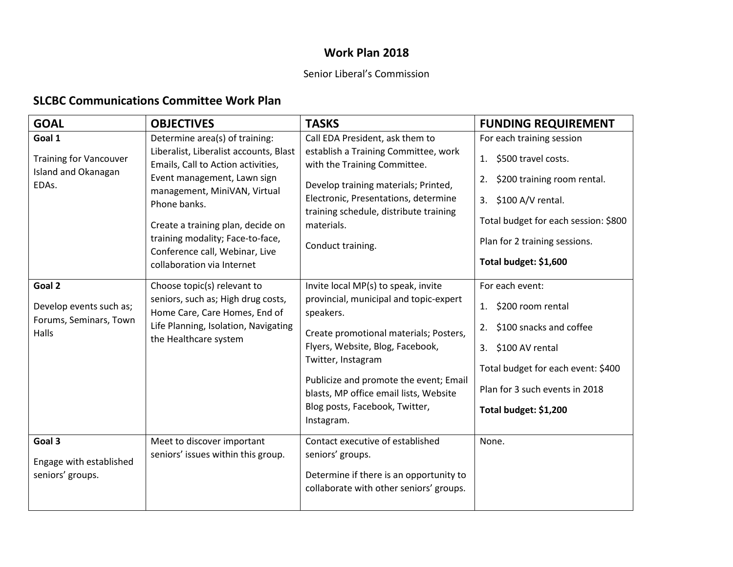# Work Plan 2018

Senior Liberal's Commission

## SLCBC Communications Committee Work Plan

| GOAL | OBJECTIVES | TASKS | FUNDING REQUIREMENT |
|---|---|---|---|
| **Goal 1**<br><br>Training for Vancouver Island and Okanagan EDAs. | Determine area(s) of training: Liberalist, Liberalist accounts, Blast Emails, Call to Action activities, Event management, Lawn sign management, MiniVAN, Virtual Phone banks.<br><br>Create a training plan, decide on training modality; Face-to-face, Conference call, Webinar, Live collaboration via Internet | Call EDA President, ask them to establish a Training Committee, work with the Training Committee.<br><br>Develop training materials; Printed, Electronic, Presentations, determine training schedule, distribute training materials.<br><br>Conduct training. | For each training session<br><br>1. $500 travel costs.<br><br>2. $200 training room rental.<br><br>3. $100 A/V rental.<br><br>Total budget for each session: $800<br><br>Plan for 2 training sessions.<br><br>**Total budget: $1,600** |
| **Goal 2**<br><br>Develop events such as; Forums, Seminars, Town Halls | Choose topic(s) relevant to seniors, such as; High drug costs, Home Care, Care Homes, End of Life Planning, Isolation, Navigating the Healthcare system | Invite local MP(s) to speak, invite provincial, municipal and topic-expert speakers.<br><br>Create promotional materials; Posters, Flyers, Website, Blog, Facebook, Twitter, Instagram<br><br>Publicize and promote the event; Email blasts, MP office email lists, Website Blog posts, Facebook, Twitter, Instagram. | For each event:<br><br>1. $200 room rental<br><br>2. $100 snacks and coffee<br><br>3. $100 AV rental<br><br>Total budget for each event: $400<br><br>Plan for 3 such events in 2018<br><br>**Total budget: $1,200** |
| **Goal 3**<br><br>Engage with established seniors' groups. | Meet to discover important seniors' issues within this group. | Contact executive of established seniors' groups.<br><br>Determine if there is an opportunity to collaborate with other seniors' groups. | None. |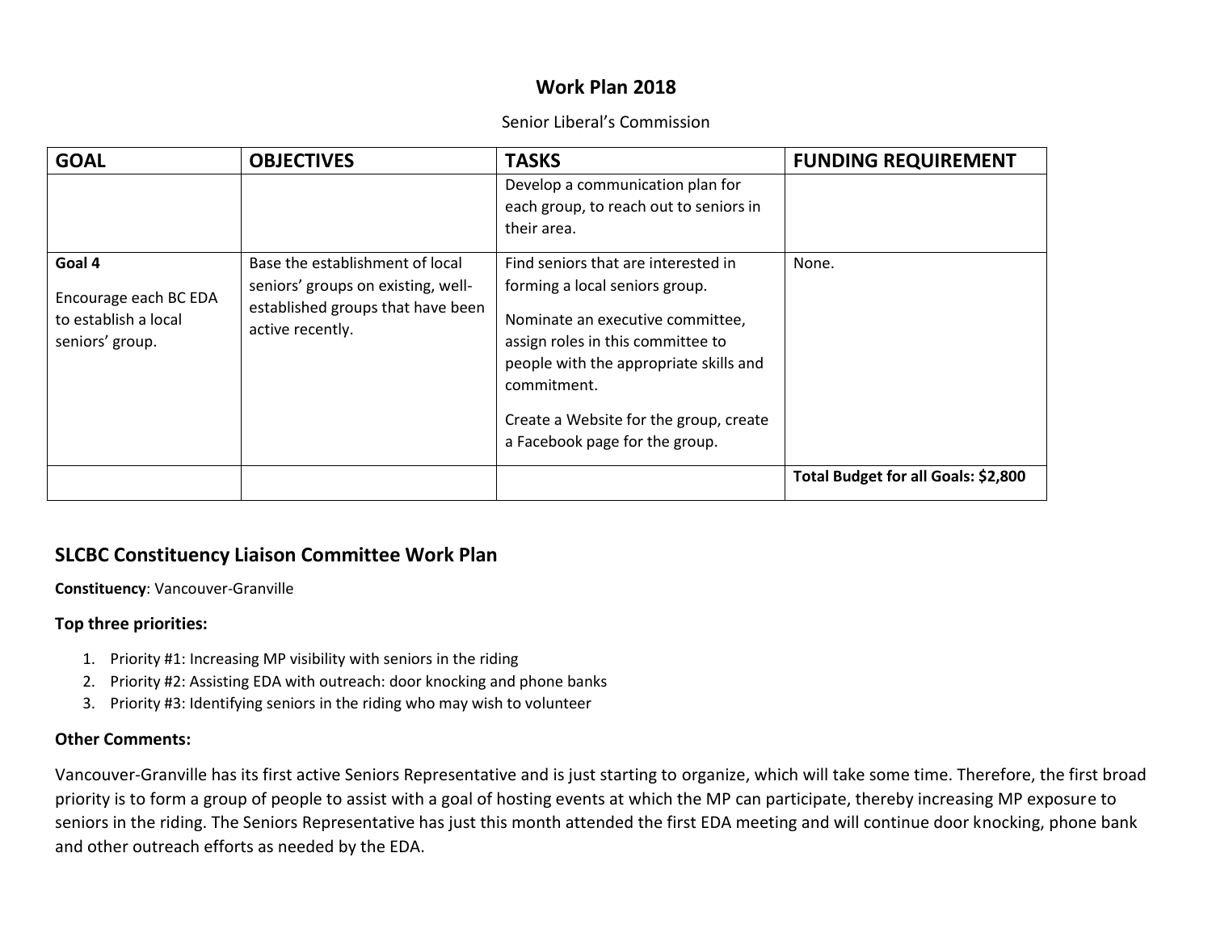**Work Plan 2018**

Senior Liberal's Commission

| GOAL | OBJECTIVES | TASKS | FUNDING REQUIREMENT |
|---|---|---|---|
| | | Develop a communication plan for each group, to reach out to seniors in their area. | |
| **Goal 4**<br><br>Encourage each BC EDA to establish a local seniors' group. | Base the establishment of local seniors' groups on existing, well-established groups that have been active recently. | Find seniors that are interested in forming a local seniors group.<br><br>Nominate an executive committee, assign roles in this committee to people with the appropriate skills and commitment.<br><br>Create a Website for the group, create a Facebook page for the group. | None. |
| | | | **Total Budget for all Goals: $2,800** |

## SLCBC Constituency Liaison Committee Work Plan

**Constituency**: Vancouver-Granville

### Top three priorities:

1. Priority #1: Increasing MP visibility with seniors in the riding
2. Priority #2: Assisting EDA with outreach: door knocking and phone banks
3. Priority #3: Identifying seniors in the riding who may wish to volunteer

### Other Comments:

Vancouver-Granville has its first active Seniors Representative and is just starting to organize, which will take some time. Therefore, the first broad priority is to form a group of people to assist with a goal of hosting events at which the MP can participate, thereby increasing MP exposure to seniors in the riding. The Seniors Representative has just this month attended the first EDA meeting and will continue door knocking, phone bank and other outreach efforts as needed by the EDA.